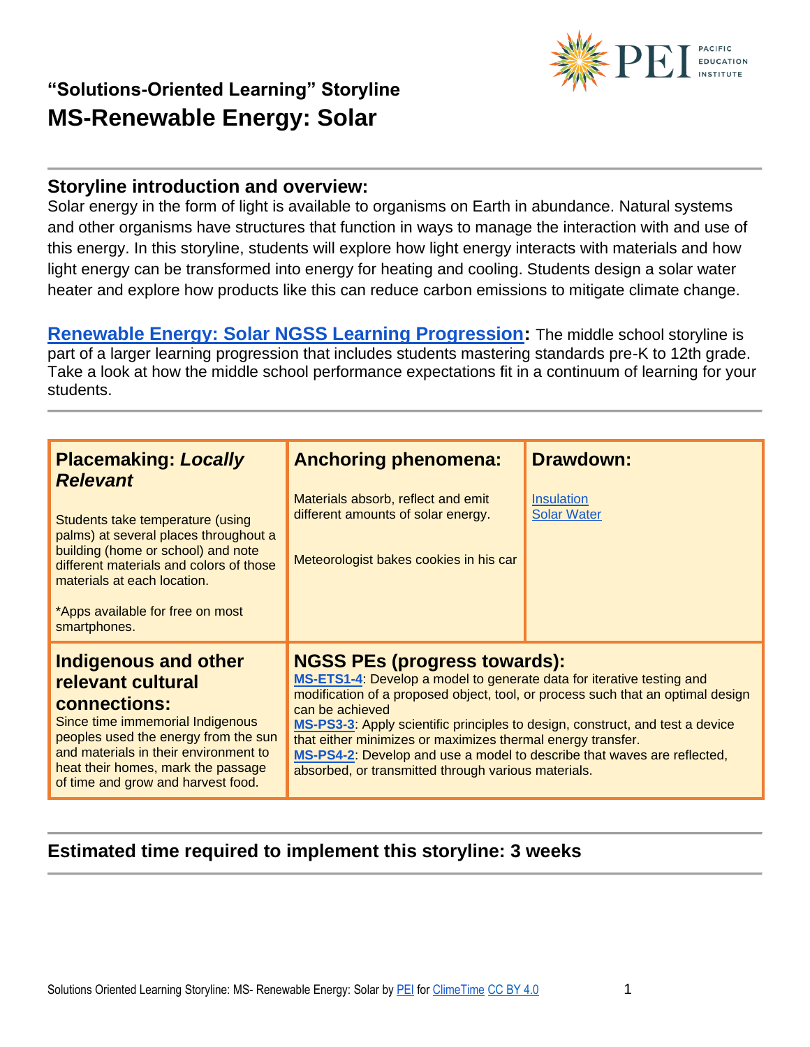### "Solutions-Oriented Learning" Storyline

# MS-Renewable Energy: Solar

## Storyline introduction and overview:

Solar energy in the form of light is available to organisms on Earth in abundance. Natural systems and other organisms have structures that function in ways to manage the interaction with and use of this energy. In this storyline, students will explore how light energy interacts with materials and how light energy can be transformed into energy for heating and cooling. Students design a solar water heater and explore how products like this can reduce carbon emissions to mitigate climate change.

**Renewable Energy: Solar NGSS Learning Progression:** The middle school storyline is part of a larger learning progression that includes students mastering standards pre-K to 12th grade. Take a look at how the middle school performance expectations fit in a continuum of learning for your students.

| Placemaking: *Locally Relevant* | Anchoring phenomena: | Drawdown: |
|---|---|---|
| Students take temperature (using palms) at several places throughout a building (home or school) and note different materials and colors of those materials at each location.<br><br>*Apps available for free on most smartphones. | Materials absorb, reflect and emit different amounts of solar energy.<br><br>Meteorologist bakes cookies in his car | Insulation<br>Solar Water |

| Indigenous and other relevant cultural connections: | NGSS PEs (progress towards): |
|---|---|
| Since time immemorial Indigenous peoples used the energy from the sun and materials in their environment to heat their homes, mark the passage of time and grow and harvest food. | **MS-ETS1-4**: Develop a model to generate data for iterative testing and modification of a proposed object, tool, or process such that an optimal design can be achieved<br>**MS-PS3-3**: Apply scientific principles to design, construct, and test a device that either minimizes or maximizes thermal energy transfer.<br>**MS-PS4-2**: Develop and use a model to describe that waves are reflected, absorbed, or transmitted through various materials. |

## Estimated time required to implement this storyline: 3 weeks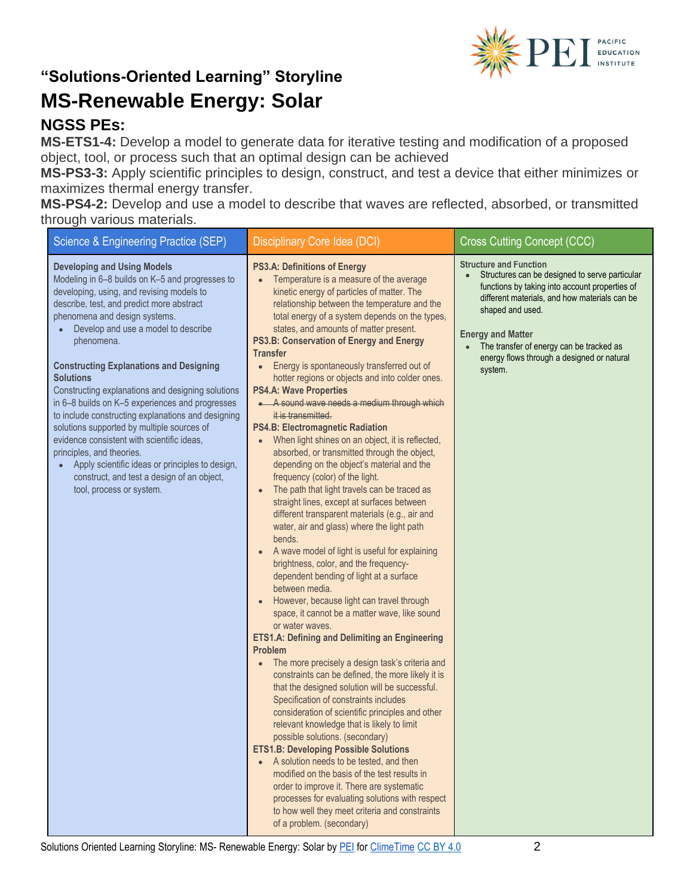## "Solutions-Oriented Learning" Storyline

# MS-Renewable Energy: Solar

### NGSS PEs:

**MS-ETS1-4:** Develop a model to generate data for iterative testing and modification of a proposed object, tool, or process such that an optimal design can be achieved

**MS-PS3-3:** Apply scientific principles to design, construct, and test a device that either minimizes or maximizes thermal energy transfer.

**MS-PS4-2:** Develop and use a model to describe that waves are reflected, absorbed, or transmitted through various materials.

| Science & Engineering Practice (SEP) | Disciplinary Core Idea (DCI) | Cross Cutting Concept (CCC) |
|---|---|---|
| **Developing and Using Models**<br>Modeling in 6–8 builds on K–5 and progresses to developing, using, and revising models to describe, test, and predict more abstract phenomena and design systems.<br>• Develop and use a model to describe phenomena.<br><br>**Constructing Explanations and Designing Solutions**<br>Constructing explanations and designing solutions in 6–8 builds on K–5 experiences and progresses to include constructing explanations and designing solutions supported by multiple sources of evidence consistent with scientific ideas, principles, and theories.<br>• Apply scientific ideas or principles to design, construct, and test a design of an object, tool, process or system. | **PS3.A: Definitions of Energy**<br>• Temperature is a measure of the average kinetic energy of particles of matter. The relationship between the temperature and the total energy of a system depends on the types, states, and amounts of matter present.<br>**PS3.B: Conservation of Energy and Energy Transfer**<br>• Energy is spontaneously transferred out of hotter regions or objects and into colder ones.<br>**PS4.A: Wave Properties**<br>• ~~A sound wave needs a medium through which it is transmitted.~~<br>**PS4.B: Electromagnetic Radiation**<br>• When light shines on an object, it is reflected, absorbed, or transmitted through the object, depending on the object's material and the frequency (color) of the light.<br>• The path that light travels can be traced as straight lines, except at surfaces between different transparent materials (e.g., air and water, air and glass) where the light path bends.<br>• A wave model of light is useful for explaining brightness, color, and the frequency-dependent bending of light at a surface between media.<br>• However, because light can travel through space, it cannot be a matter wave, like sound or water waves.<br>**ETS1.A: Defining and Delimiting an Engineering Problem**<br>• The more precisely a design task's criteria and constraints can be defined, the more likely it is that the designed solution will be successful. Specification of constraints includes consideration of scientific principles and other relevant knowledge that is likely to limit possible solutions. (secondary)<br>**ETS1.B: Developing Possible Solutions**<br>• A solution needs to be tested, and then modified on the basis of the test results in order to improve it. There are systematic processes for evaluating solutions with respect to how well they meet criteria and constraints of a problem. (secondary) | **Structure and Function**<br>• Structures can be designed to serve particular functions by taking into account properties of different materials, and how materials can be shaped and used.<br><br>**Energy and Matter**<br>• The transfer of energy can be tracked as energy flows through a designed or natural system. |

Solutions Oriented Learning Storyline: MS- Renewable Energy: Solar by PEI for ClimeTime CC BY 4.0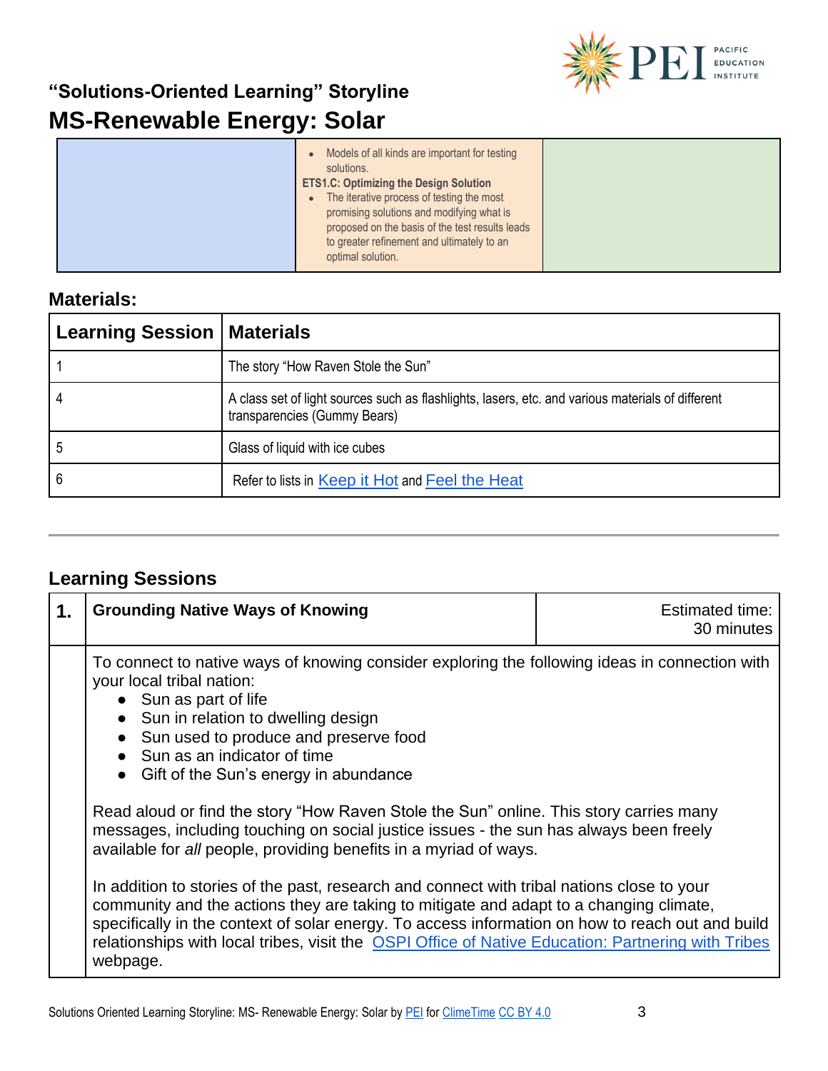## "Solutions-Oriented Learning" Storyline

# MS-Renewable Energy: Solar

| | | |
|---|---|---|
| | • Models of all kinds are important for testing solutions.<br>**ETS1.C: Optimizing the Design Solution**<br>• The iterative process of testing the most promising solutions and modifying what is proposed on the basis of the test results leads to greater refinement and ultimately to an optimal solution. | |

### Materials:

| Learning Session | Materials |
|---|---|
| 1 | The story "How Raven Stole the Sun" |
| 4 | A class set of light sources such as flashlights, lasers, etc. and various materials of different transparencies (Gummy Bears) |
| 5 | Glass of liquid with ice cubes |
| 6 | Refer to lists in Keep it Hot and Feel the Heat |

### Learning Sessions

| 1. | Grounding Native Ways of Knowing | Estimated time: 30 minutes |
|---|---|---|
| | To connect to native ways of knowing consider exploring the following ideas in connection with your local tribal nation:<br>• Sun as part of life<br>• Sun in relation to dwelling design<br>• Sun used to produce and preserve food<br>• Sun as an indicator of time<br>• Gift of the Sun's energy in abundance<br><br>Read aloud or find the story "How Raven Stole the Sun" online. This story carries many messages, including touching on social justice issues - the sun has always been freely available for *all* people, providing benefits in a myriad of ways.<br><br>In addition to stories of the past, research and connect with tribal nations close to your community and the actions they are taking to mitigate and adapt to a changing climate, specifically in the context of solar energy. To access information on how to reach out and build relationships with local tribes, visit the OSPI Office of Native Education: Partnering with Tribes webpage. | |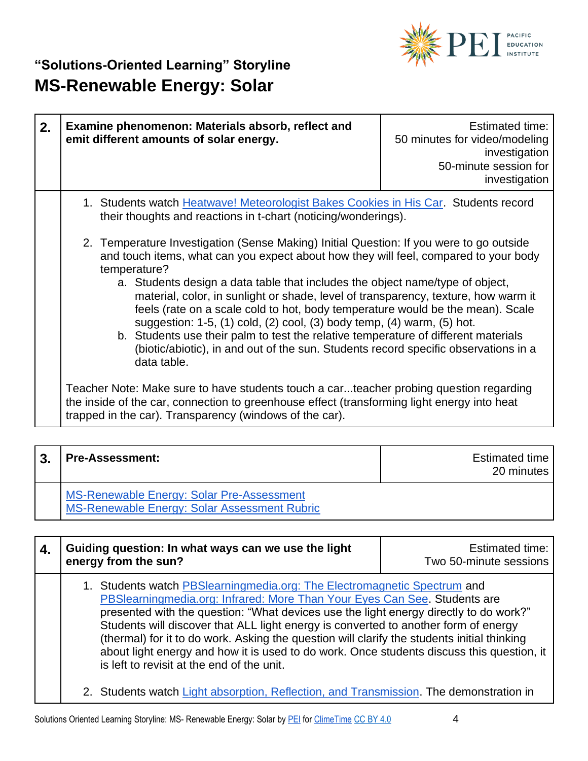## "Solutions-Oriented Learning" Storyline

# MS-Renewable Energy: Solar

| **2.** | **Examine phenomenon: Materials absorb, reflect and emit different amounts of solar energy.** | Estimated time: 50 minutes for video/modeling investigation 50-minute session for investigation |
|---|---|---|

1. Students watch Heatwave! Meteorologist Bakes Cookies in His Car. Students record their thoughts and reactions in t-chart (noticing/wonderings).
2. Temperature Investigation (Sense Making) Initial Question: If you were to go outside and touch items, what can you expect about how they will feel, compared to your body temperature?
   a. Students design a data table that includes the object name/type of object, material, color, in sunlight or shade, level of transparency, texture, how warm it feels (rate on a scale cold to hot, body temperature would be the mean). Scale suggestion: 1-5, (1) cold, (2) cool, (3) body temp, (4) warm, (5) hot.
   b. Students use their palm to test the relative temperature of different materials (biotic/abiotic), in and out of the sun. Students record specific observations in a data table.

Teacher Note: Make sure to have students touch a car...teacher probing question regarding the inside of the car, connection to greenhouse effect (transforming light energy into heat trapped in the car). Transparency (windows of the car).

| **3.** | **Pre-Assessment:** | Estimated time 20 minutes |
|---|---|---|

MS-Renewable Energy: Solar Pre-Assessment
MS-Renewable Energy: Solar Assessment Rubric

| **4.** | **Guiding question: In what ways can we use the light energy from the sun?** | Estimated time: Two 50-minute sessions |
|---|---|---|

1. Students watch PBSlearningmedia.org: The Electromagnetic Spectrum and PBSlearningmedia.org: Infrared: More Than Your Eyes Can See. Students are presented with the question: "What devices use the light directly to do work?" Students will discover that ALL light energy is converted to another form of energy (thermal) for it to do work. Asking the question will clarify the students initial thinking about light energy and how it is used to do work. Once students discuss this question, it is left to revisit at the end of the unit.
2. Students watch Light absorption, Reflection, and Transmission. The demonstration in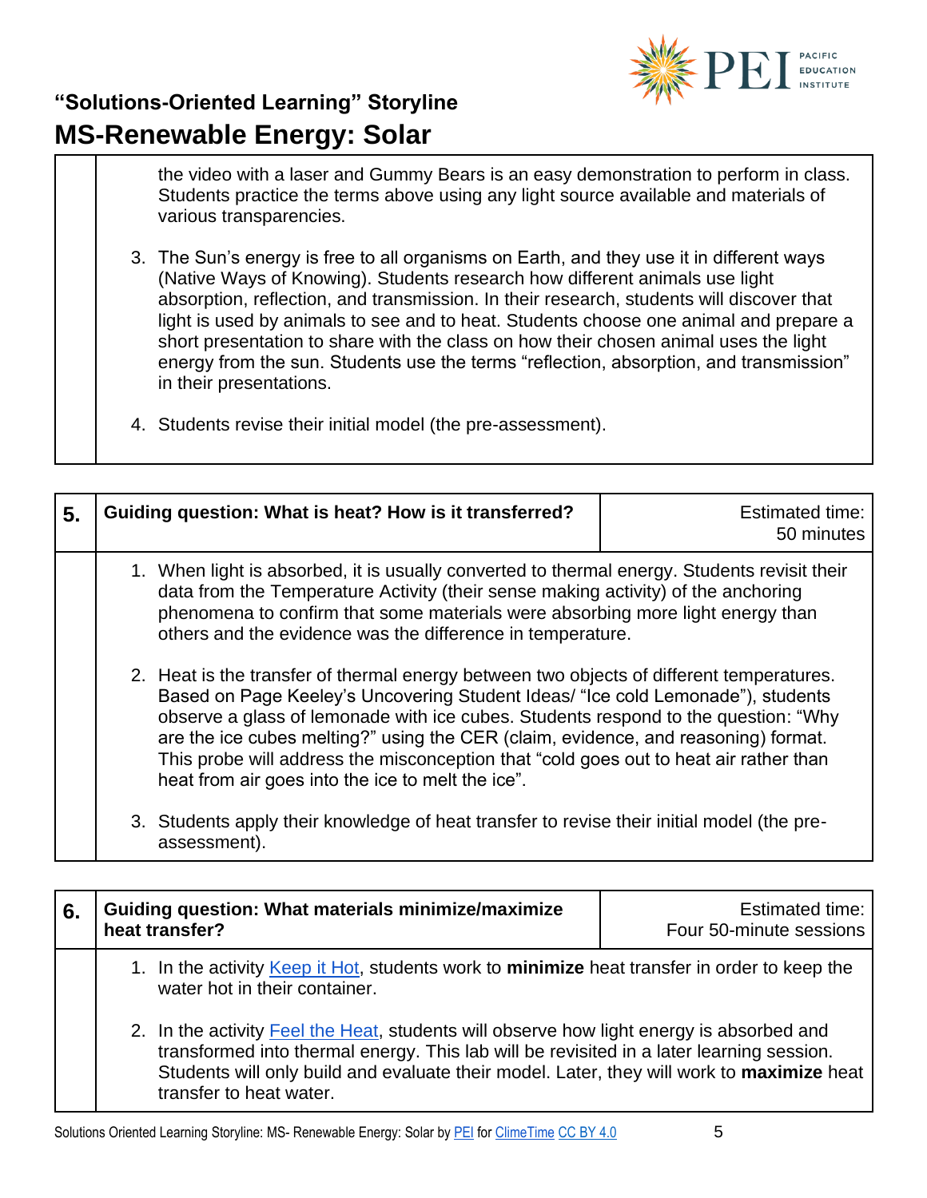the video with a laser and Gummy Bears is an easy demonstration to perform in class. Students practice the terms above using any light source available and materials of various transparencies.

3. The Sun's energy is free to all organisms on Earth, and they use it in different ways (Native Ways of Knowing). Students research how different animals use light absorption, reflection, and transmission. In their research, students will discover that light is used by animals to see and to heat. Students choose one animal and prepare a short presentation to share with the class on how their chosen animal uses the light energy from the sun. Students use the terms "reflection, absorption, and transmission" in their presentations.

4. Students revise their initial model (the pre-assessment).

| 5. | Guiding question: What is heat? How is it transferred? | Estimated time: 50 minutes |
|---|---|---|
| | 1. When light is absorbed, it is usually converted to thermal energy. Students revisit their data from the Temperature Activity (their sense making activity) of the anchoring phenomena to confirm that some materials were absorbing more light energy than others and the evidence was the difference in temperature.<br><br>2. Heat is the transfer of thermal energy between two objects of different temperatures. Based on Page Keeley's Uncovering Student Ideas/ "Ice cold Lemonade"), students observe a glass of lemonade with ice cubes. Students respond to the question: "Why are the ice cubes melting?" using the CER (claim, evidence, and reasoning) format. This probe will address the misconception that "cold goes out to heat air rather than heat from air goes into the ice to melt the ice".<br><br>3. Students apply their knowledge of heat transfer to revise their initial model (the pre-assessment). | |

| 6. | Guiding question: What materials minimize/maximize heat transfer? | Estimated time: Four 50-minute sessions |
|---|---|---|
| | 1. In the activity Keep it Hot, students work to **minimize** heat transfer in order to keep the water hot in their container.<br><br>2. In the activity Feel the Heat, students will observe how light energy is absorbed and transformed into thermal energy. This lab will be revisited in a later learning session. Students will only build and evaluate their model. Later, they will work to **maximize** heat transfer to heat water. | |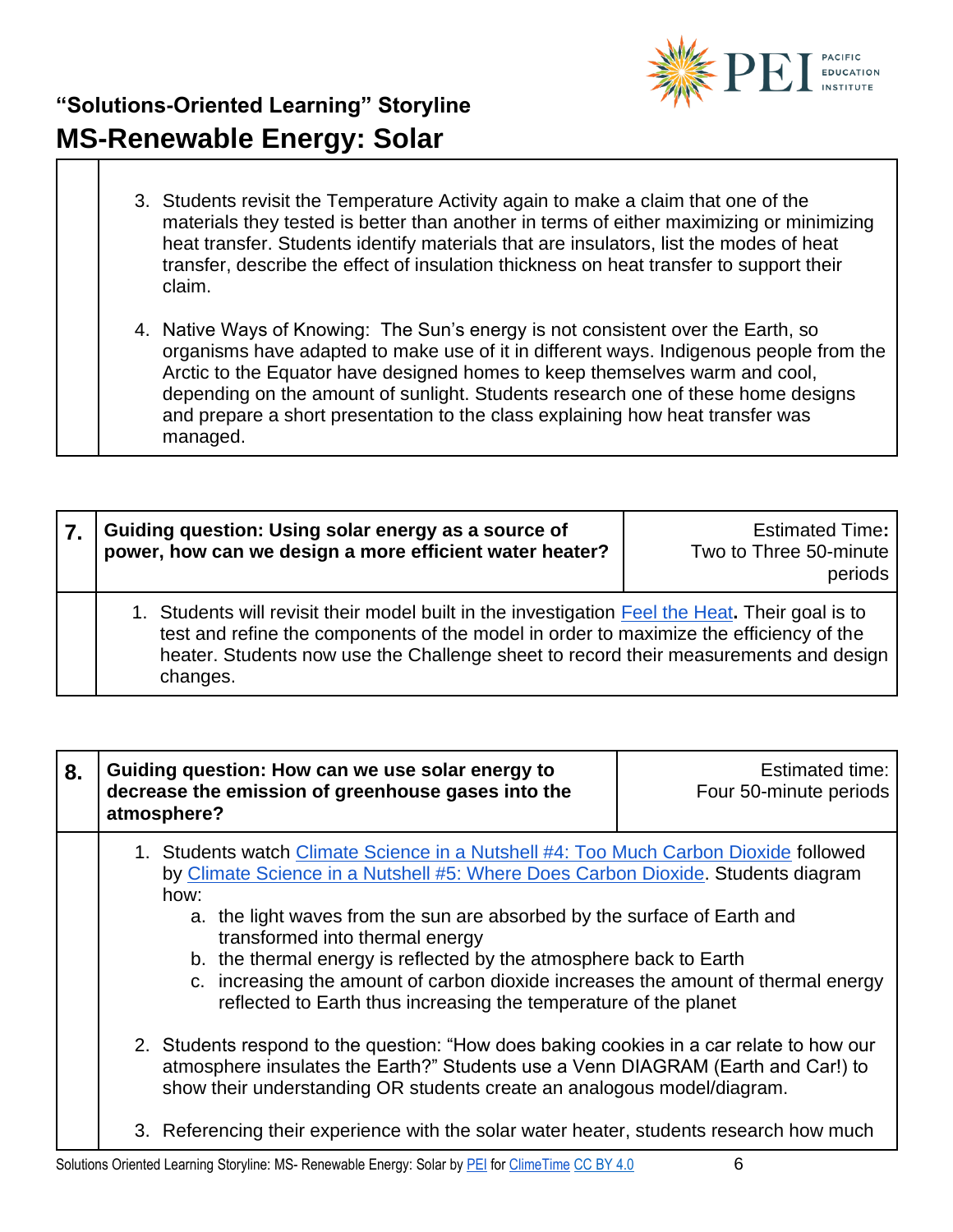3. Students revisit the Temperature Activity again to make a claim that one of the materials they tested is better than another in terms of either maximizing or minimizing heat transfer. Students identify materials that are insulators, list the modes of heat transfer, describe the effect of insulation thickness on heat transfer to support their claim.

4. Native Ways of Knowing: The Sun's energy is not consistent over the Earth, so organisms have adapted to make use of it in different ways. Indigenous people from the Arctic to the Equator have designed homes to keep themselves warm and cool, depending on the amount of sunlight. Students research one of these home designs and prepare a short presentation to the class explaining how heat transfer was managed.

| 7. | Guiding question: Using solar energy as a source of power, how can we design a more efficient water heater? | Estimated Time: Two to Three 50-minute periods |
|---|---|---|
| | 1. Students will revisit their model built in the investigation [Feel the Heat](). Their goal is to test and refine the components of the model in order to maximize the efficiency of the heater. Students now use the Challenge sheet to record their measurements and design changes. | |

| 8. | Guiding question: How can we use solar energy to decrease the emission of greenhouse gases into the atmosphere? | Estimated time: Four 50-minute periods |
|---|---|---|
| | 1. Students watch [Climate Science in a Nutshell #4: Too Much Carbon Dioxide]() followed by [Climate Science in a Nutshell #5: Where Does Carbon Dioxide](). Students diagram how: a. the light waves from the sun are absorbed by the surface of Earth and transformed into thermal energy b. the thermal energy is reflected by the atmosphere back to Earth c. increasing the amount of carbon dioxide increases the amount of thermal energy reflected to Earth thus increasing the temperature of the planet<br><br>2. Students respond to the question: "How does baking cookies in a car relate to how our atmosphere insulates the Earth?" Students use a Venn DIAGRAM (Earth and Car!) to show their understanding OR students create an analogous model/diagram.<br><br>3. Referencing their experience with the solar water heater, students research how much | |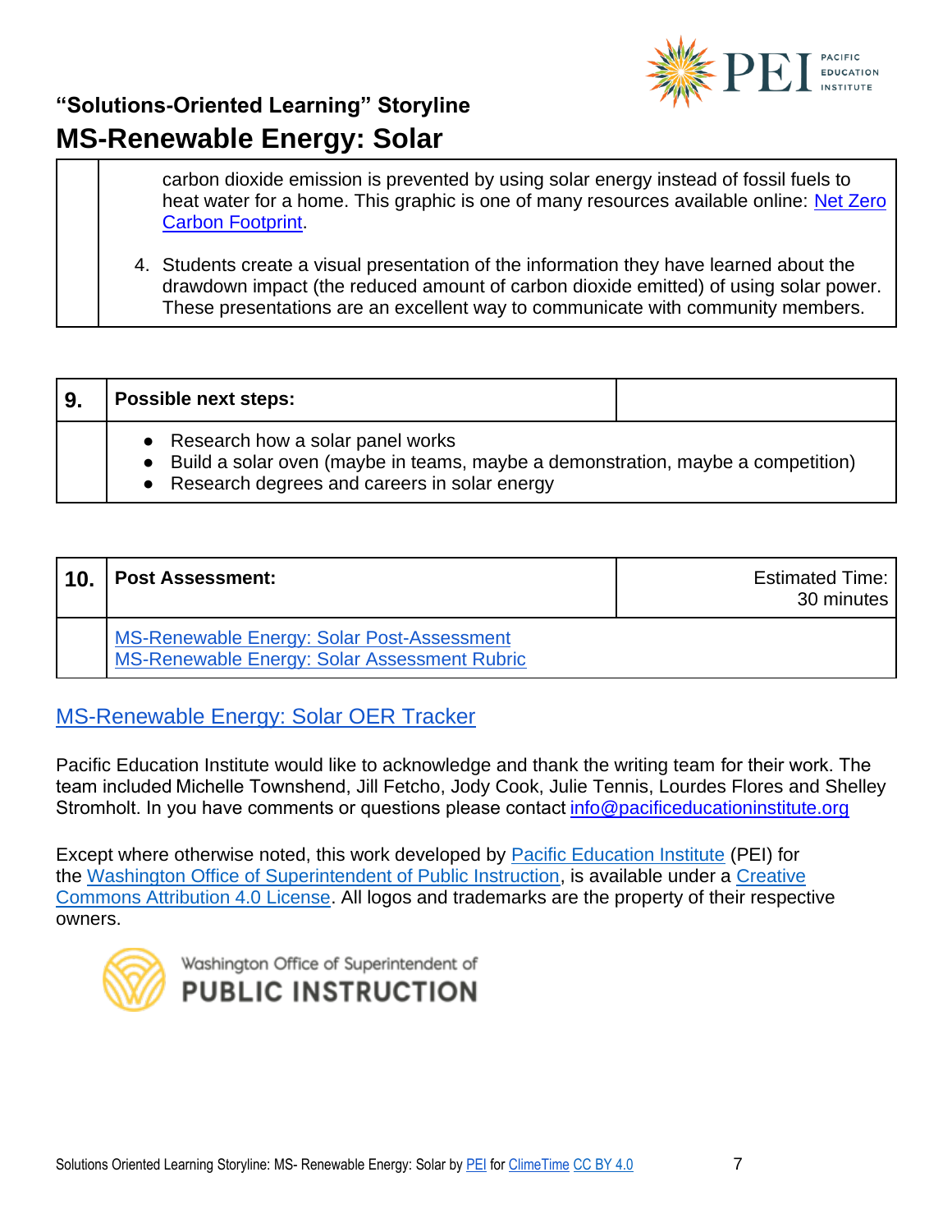| | |
|---|---|
| | carbon dioxide emission is prevented by using solar energy instead of fossil fuels to heat water for a home. This graphic is one of many resources available online: [Net Zero Carbon Footprint](). <br><br> 4. Students create a visual presentation of the information they have learned about the drawdown impact (the reduced amount of carbon dioxide emitted) of using solar power. These presentations are an excellent way to communicate with community members. |

| 9. | Possible next steps: | |
|---|---|---|
| | • Research how a solar panel works <br> • Build a solar oven (maybe in teams, maybe a demonstration, maybe a competition) <br> • Research degrees and careers in solar energy | |

| 10. | Post Assessment: | Estimated Time: 30 minutes |
|---|---|---|
| | [MS-Renewable Energy: Solar Post-Assessment]() <br> [MS-Renewable Energy: Solar Assessment Rubric]() | |

[MS-Renewable Energy: Solar OER Tracker]()

Pacific Education Institute would like to acknowledge and thank the writing team for their work. The team included Michelle Townshend, Jill Fetcho, Jody Cook, Julie Tennis, Lourdes Flores and Shelley Stromholt. In you have comments or questions please contact info@pacificeducationinstitute.org

Except where otherwise noted, this work developed by [Pacific Education Institute]() (PEI) for the [Washington Office of Superintendent of Public Instruction](), is available under a [Creative Commons Attribution 4.0 License](). All logos and trademarks are the property of their respective owners.

Washington Office of Superintendent of
PUBLIC INSTRUCTION